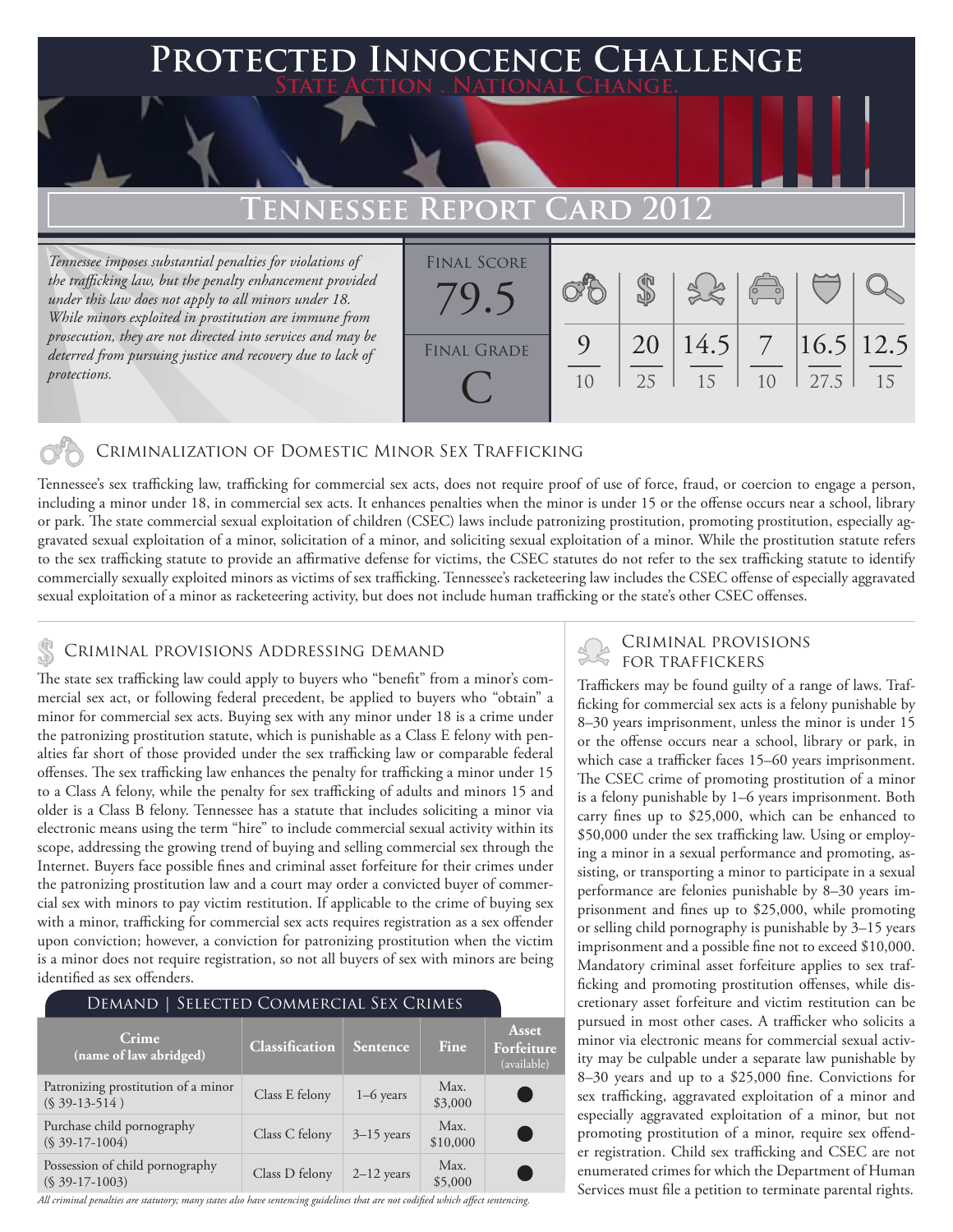# Protected Innocence Challenge

**State Action . National Change.**

## Tennessee Report Card 2012

*Tennessee imposes substantial penalties for violations of the trafficking law, but the penalty enhancement provided under this law does not apply to all minors under 18. While minors exploited in prostitution are immune from prosecution, they are not directed into services and may be deterred from pursuing justice and recovery due to lack of protections.*

| Final Score | Final Grade |
|---|---|
| 79.5 | C |

| Criminalization | Demand | Traffickers | Facilitators | Protective Provisions | Investigation & Prosecution |
|---|---|---|---|---|---|
| 9/10 | 20/25 | 14.5/15 | 7/10 | 16.5/27.5 | 12.5/15 |

## Criminalization of Domestic Minor Sex Trafficking

Tennessee's sex trafficking law, trafficking for commercial sex acts, does not require proof of use of force, fraud, or coercion to engage a person, including a minor under 18, in commercial sex acts. It enhances penalties when the minor is under 15 or the offense occurs near a school, library or park. The state commercial sexual exploitation of children (CSEC) laws include patronizing prostitution, promoting prostitution, especially aggravated sexual exploitation of a minor, solicitation of a minor, and soliciting sexual exploitation of a minor. While the prostitution statute refers to the sex trafficking statute to provide an affirmative defense for victims, the CSEC statutes do not refer to the sex trafficking statute to identify commercially sexually exploited minors as victims of sex trafficking. Tennessee's racketeering law includes the CSEC offense of especially aggravated sexual exploitation of a minor as racketeering activity, but does not include human trafficking or the state's other CSEC offenses.

## Criminal provisions Addressing demand

The state sex trafficking law could apply to buyers who "benefit" from a minor's commercial sex act, or following federal precedent, be applied to buyers who "obtain" a minor for commercial sex acts. Buying sex with any minor under 18 is a crime under the patronizing prostitution statute, which is punishable as a Class E felony with penalties far short of those provided under the sex trafficking law or comparable federal offenses. The sex trafficking law enhances the penalty for trafficking a minor under 15 to a Class A felony, while the penalty for sex trafficking of adults and minors 15 and older is a Class B felony. Tennessee has a statute that includes soliciting a minor via electronic means using the term "hire" to include commercial sexual activity within its scope, addressing the growing trend of buying and selling commercial sex through the Internet. Buyers face possible fines and criminal asset forfeiture for their crimes under the patronizing prostitution law and a court may order a convicted buyer of commercial sex with minors to pay victim restitution. If applicable to the crime of buying sex with a minor, trafficking for commercial sex acts requires registration as a sex offender upon conviction; however, a conviction for patronizing prostitution when the victim is a minor does not require registration, so not all buyers of sex with minors are being identified as sex offenders.

### Demand | Selected Commercial Sex Crimes

| Crime (name of law abridged) | Classification | Sentence | Fine | Asset Forfeiture (available) |
|---|---|---|---|---|
| Patronizing prostitution of a minor (§ 39-13-514 ) | Class E felony | 1–6 years | Max. $3,000 | ● |
| Purchase child pornography (§ 39-17-1004) | Class C felony | 3–15 years | Max. $10,000 | ● |
| Possession of child pornography (§ 39-17-1003) | Class D felony | 2–12 years | Max. $5,000 | ● |

*All criminal penalties are statutory; many states also have sentencing guidelines that are not codified which affect sentencing.*

## Criminal provisions for traffickers

Traffickers may be found guilty of a range of laws. Trafficking for commercial sex acts is a felony punishable by 8–30 years imprisonment, unless the minor is under 15 or the offense occurs near a school, library or park, in which case a trafficker faces 15–60 years imprisonment. The CSEC crime of promoting prostitution of a minor is a felony punishable by 1–6 years imprisonment. Both carry fines up to $25,000, which can be enhanced to $50,000 under the sex trafficking law. Using or employing a minor in a sexual performance and promoting, assisting, or transporting a minor to participate in a sexual performance are felonies punishable by 8–30 years imprisonment and fines up to $25,000, while promoting or selling child pornography is punishable by 3–15 years imprisonment and a possible fine not to exceed $10,000. Mandatory criminal asset forfeiture applies to sex trafficking and promoting prostitution offenses, while discretionary asset forfeiture and victim restitution can be pursued in most other cases. A trafficker who solicits a minor via electronic means for commercial sexual activity may be culpable under a separate law punishable by 8–30 years and up to a $25,000 fine. Convictions for sex trafficking, aggravated exploitation of a minor and especially aggravated exploitation of a minor, but not promoting prostitution of a minor, require sex offender registration. Child sex trafficking and CSEC are not enumerated crimes for which the Department of Human Services must file a petition to terminate parental rights.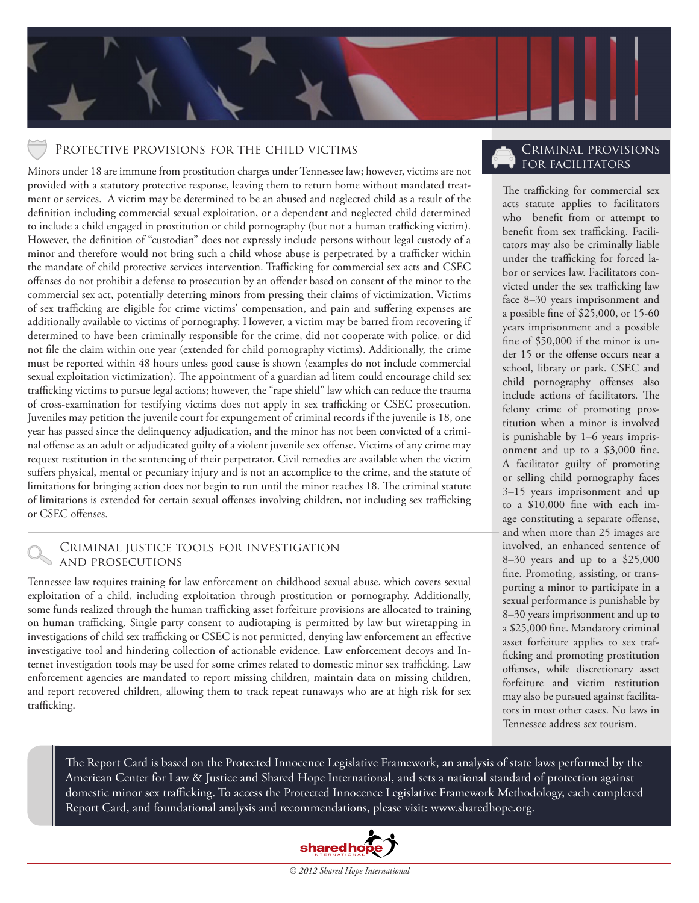## Protective provisions for the child victims

Minors under 18 are immune from prostitution charges under Tennessee law; however, victims are not provided with a statutory protective response, leaving them to return home without mandated treatment or services. A victim may be determined to be an abused and neglected child as a result of the definition including commercial sexual exploitation, or a dependent and neglected child determined to include a child engaged in prostitution or child pornography (but not a human trafficking victim). However, the definition of "custodian" does not expressly include persons without legal custody of a minor and therefore would not bring such a child whose abuse is perpetrated by a trafficker within the mandate of child protective services intervention. Trafficking for commercial sex acts and CSEC offenses do not prohibit a defense to prosecution by an offender based on consent of the minor to the commercial sex act, potentially deterring minors from pressing their claims of victimization. Victims of sex trafficking are eligible for crime victims' compensation, and pain and suffering expenses are additionally available to victims of pornography. However, a victim may be barred from recovering if determined to have been criminally responsible for the crime, did not cooperate with police, or did not file the claim within one year (extended for child pornography victims). Additionally, the crime must be reported within 48 hours unless good cause is shown (examples do not include commercial sexual exploitation victimization). The appointment of a guardian ad litem could encourage child sex trafficking victims to pursue legal actions; however, the "rape shield" law which can reduce the trauma of cross-examination for testifying victims does not apply in sex trafficking or CSEC prosecution. Juveniles may petition the juvenile court for expungement of criminal records if the juvenile is 18, one year has passed since the delinquency adjudication, and the minor has not been convicted of a criminal offense as an adult or adjudicated guilty of a violent juvenile sex offense. Victims of any crime may request restitution in the sentencing of their perpetrator. Civil remedies are available when the victim suffers physical, mental or pecuniary injury and is not an accomplice to the crime, and the statute of limitations for bringing action does not begin to run until the minor reaches 18. The criminal statute of limitations is extended for certain sexual offenses involving children, not including sex trafficking or CSEC offenses.

## Criminal justice tools for investigation and prosecutions

Tennessee law requires training for law enforcement on childhood sexual abuse, which covers sexual exploitation of a child, including exploitation through prostitution or pornography. Additionally, some funds realized through the human trafficking asset forfeiture provisions are allocated to training on human trafficking. Single party consent to audiotaping is permitted by law but wiretapping in investigations of child sex trafficking or CSEC is not permitted, denying law enforcement an effective investigative tool and hindering collection of actionable evidence. Law enforcement decoys and Internet investigation tools may be used for some crimes related to domestic minor sex trafficking. Law enforcement agencies are mandated to report missing children, maintain data on missing children, and report recovered children, allowing them to track repeat runaways who are at high risk for sex trafficking.

## Criminal provisions for facilitators

The trafficking for commercial sex acts statute applies to facilitators who benefit from or attempt to benefit from sex trafficking. Facilitators may also be criminally liable under the trafficking for forced labor or services law. Facilitators convicted under the sex trafficking law face 8–30 years imprisonment and a possible fine of $25,000, or 15-60 years imprisonment and a possible fine of $50,000 if the minor is under 15 or the offense occurs near a school, library or park. CSEC and child pornography offenses also include actions of facilitators. The felony crime of promoting prostitution when a minor is involved is punishable by 1–6 years imprisonment and up to a $3,000 fine. A facilitator guilty of promoting or selling child pornography faces 3–15 years imprisonment and up to a $10,000 fine with each image constituting a separate offense, and when more than 25 images are involved, an enhanced sentence of 8–30 years and up to a $25,000 fine. Promoting, assisting, or transporting a minor to participate in a sexual performance is punishable by 8–30 years imprisonment and up to a $25,000 fine. Mandatory criminal asset forfeiture applies to sex trafficking and promoting prostitution offenses, while discretionary asset forfeiture and victim restitution may also be pursued against facilitators in most other cases. No laws in Tennessee address sex tourism.

The Report Card is based on the Protected Innocence Legislative Framework, an analysis of state laws performed by the American Center for Law & Justice and Shared Hope International, and sets a national standard of protection against domestic minor sex trafficking. To access the Protected Innocence Legislative Framework Methodology, each completed Report Card, and foundational analysis and recommendations, please visit: www.sharedhope.org.

sharedhope INTERNATIONAL

*© 2012 Shared Hope International*